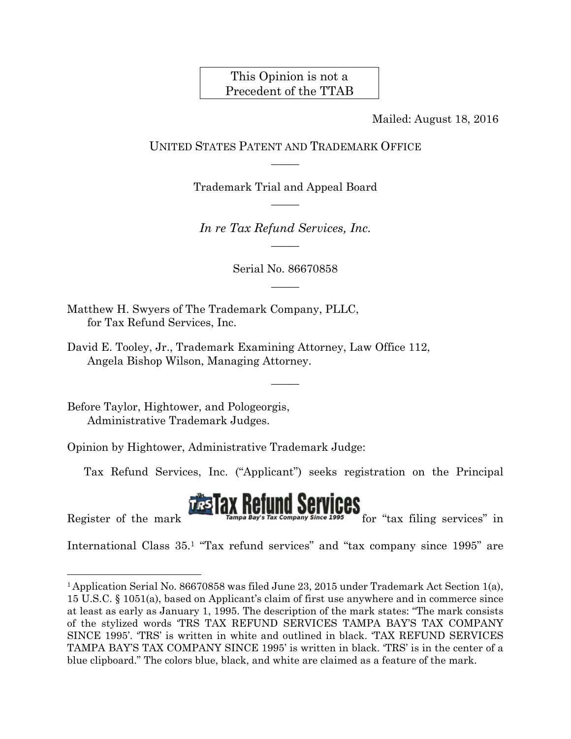This Opinion is not a Precedent of the TTAB

Mailed: August 18, 2016

UNITED STATES PATENT AND TRADEMARK OFFICE

Trademark Trial and Appeal Board

*In re Tax Refund Services, Inc.*

Serial No. 86670858

Matthew H. Swyers of The Trademark Company, PLLC, for Tax Refund Services, Inc.

David E. Tooley, Jr., Trademark Examining Attorney, Law Office 112, Angela Bishop Wilson, Managing Attorney.

Before Taylor, Hightower, and Pologeorgis, Administrative Trademark Judges.

Opinion by Hightower, Administrative Trademark Judge:

Tax Refund Services, Inc. ("Applicant") seeks registration on the Principal Register of the mark TRS Tax Refund Services Tampa Bay's Tax Company Since 1995 for "tax filing services" in International Class 35.[1] "Tax refund services" and "tax company since 1995" are

---

[1] Application Serial No. 86670858 was filed June 23, 2015 under Trademark Act Section 1(a), 15 U.S.C. § 1051(a), based on Applicant's claim of first use anywhere and in commerce since at least as early as January 1, 1995. The description of the mark states: "The mark consists of the stylized words 'TRS TAX REFUND SERVICES TAMPA BAY'S TAX COMPANY SINCE 1995'. 'TRS' is written in white and outlined in black. 'TAX REFUND SERVICES TAMPA BAY'S TAX COMPANY SINCE 1995' is written in black. 'TRS' is in the center of a blue clipboard." The colors blue, black, and white are claimed as a feature of the mark.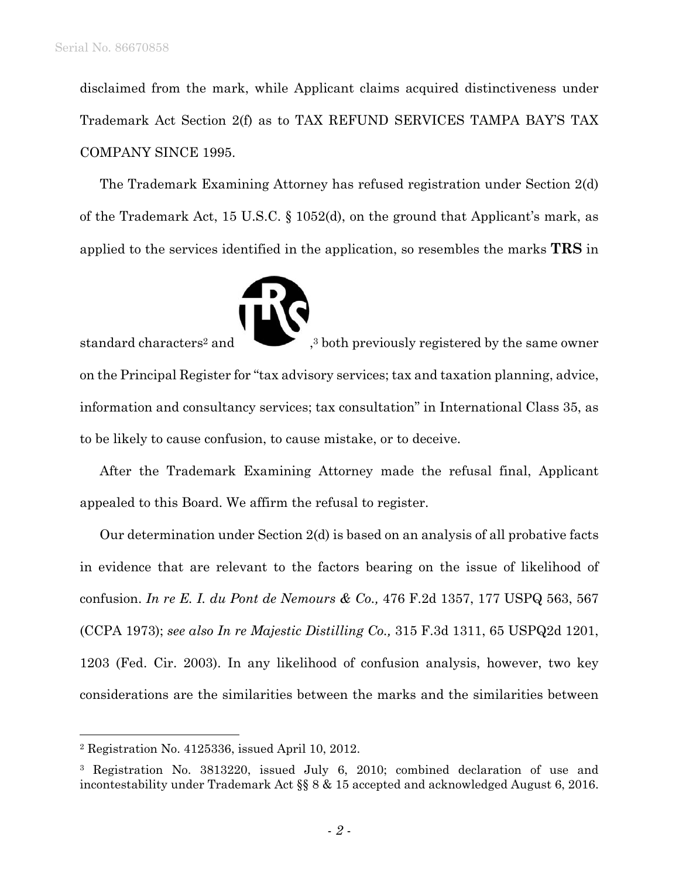disclaimed from the mark, while Applicant claims acquired distinctiveness under Trademark Act Section 2(f) as to TAX REFUND SERVICES TAMPA BAY'S TAX COMPANY SINCE 1995.

The Trademark Examining Attorney has refused registration under Section 2(d) of the Trademark Act, 15 U.S.C. § 1052(d), on the ground that Applicant's mark, as applied to the services identified in the application, so resembles the marks **TRS** in standard characters[2] and ,[3] both previously registered by the same owner on the Principal Register for "tax advisory services; tax and taxation planning, advice, information and consultancy services; tax consultation" in International Class 35, as to be likely to cause confusion, to cause mistake, or to deceive.

After the Trademark Examining Attorney made the refusal final, Applicant appealed to this Board. We affirm the refusal to register.

Our determination under Section 2(d) is based on an analysis of all probative facts in evidence that are relevant to the factors bearing on the issue of likelihood of confusion. *In re E. I. du Pont de Nemours & Co.,* 476 F.2d 1357, 177 USPQ 563, 567 (CCPA 1973); *see also In re Majestic Distilling Co.,* 315 F.3d 1311, 65 USPQ2d 1201, 1203 (Fed. Cir. 2003). In any likelihood of confusion analysis, however, two key considerations are the similarities between the marks and the similarities between

---

[2] Registration No. 4125336, issued April 10, 2012.

[3] Registration No. 3813220, issued July 6, 2010; combined declaration of use and incontestability under Trademark Act §§ 8 & 15 accepted and acknowledged August 6, 2016.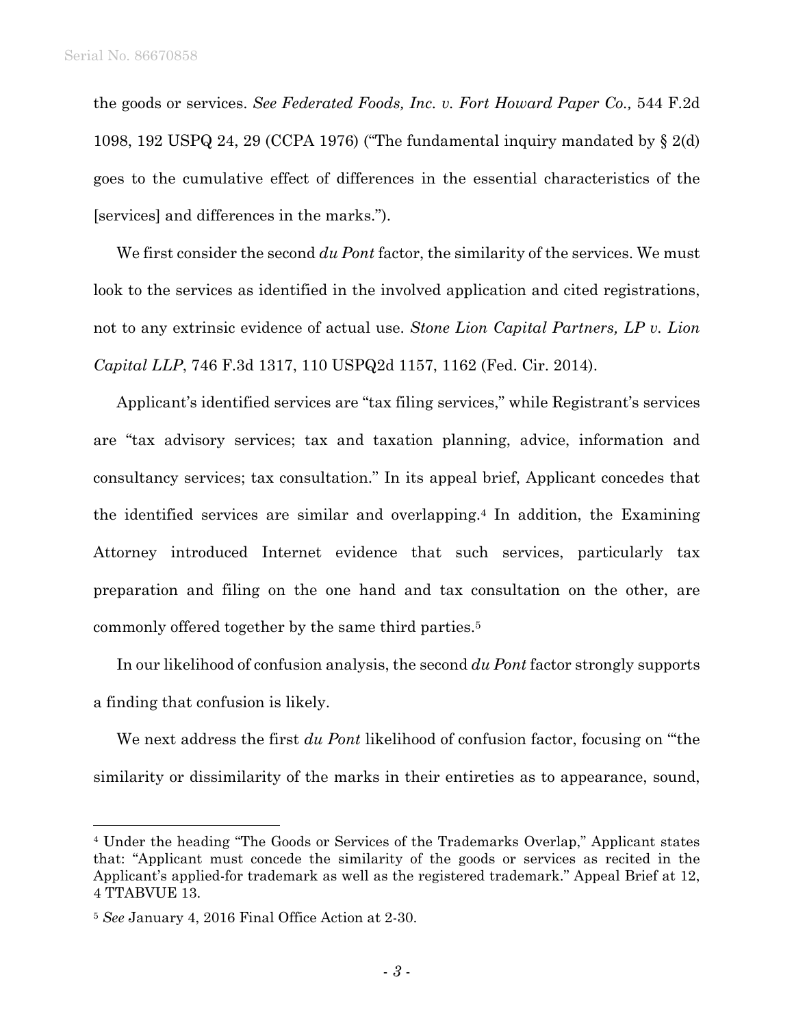the goods or services. *See Federated Foods, Inc. v. Fort Howard Paper Co.,* 544 F.2d 1098, 192 USPQ 24, 29 (CCPA 1976) ("The fundamental inquiry mandated by § 2(d) goes to the cumulative effect of differences in the essential characteristics of the [services] and differences in the marks.").

We first consider the second *du Pont* factor, the similarity of the services. We must look to the services as identified in the involved application and cited registrations, not to any extrinsic evidence of actual use. *Stone Lion Capital Partners, LP v. Lion Capital LLP*, 746 F.3d 1317, 110 USPQ2d 1157, 1162 (Fed. Cir. 2014).

Applicant's identified services are "tax filing services," while Registrant's services are "tax advisory services; tax and taxation planning, advice, information and consultancy services; tax consultation." In its appeal brief, Applicant concedes that the identified services are similar and overlapping.[4] In addition, the Examining Attorney introduced Internet evidence that such services, particularly tax preparation and filing on the one hand and tax consultation on the other, are commonly offered together by the same third parties.[5]

In our likelihood of confusion analysis, the second *du Pont* factor strongly supports a finding that confusion is likely.

We next address the first *du Pont* likelihood of confusion factor, focusing on "'the similarity or dissimilarity of the marks in their entireties as to appearance, sound,

---

[4] Under the heading "The Goods or Services of the Trademarks Overlap," Applicant states that: "Applicant must concede the similarity of the goods or services as recited in the Applicant's applied-for trademark as well as the registered trademark." Appeal Brief at 12, 4 TTABVUE 13.

[5] *See* January 4, 2016 Final Office Action at 2-30.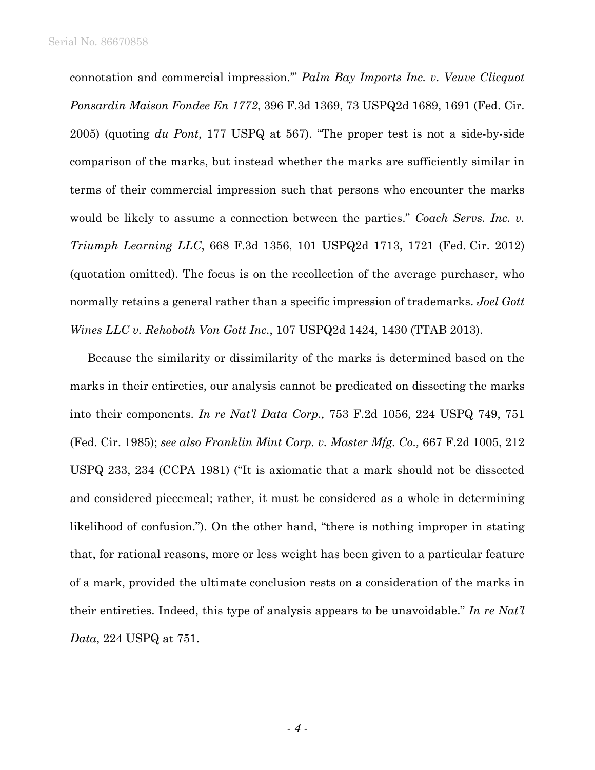connotation and commercial impression.'" *Palm Bay Imports Inc. v. Veuve Clicquot Ponsardin Maison Fondee En 1772*, 396 F.3d 1369, 73 USPQ2d 1689, 1691 (Fed. Cir. 2005) (quoting *du Pont*, 177 USPQ at 567). "The proper test is not a side-by-side comparison of the marks, but instead whether the marks are sufficiently similar in terms of their commercial impression such that persons who encounter the marks would be likely to assume a connection between the parties." *Coach Servs. Inc. v. Triumph Learning LLC*, 668 F.3d 1356, 101 USPQ2d 1713, 1721 (Fed. Cir. 2012) (quotation omitted). The focus is on the recollection of the average purchaser, who normally retains a general rather than a specific impression of trademarks. *Joel Gott Wines LLC v. Rehoboth Von Gott Inc.*, 107 USPQ2d 1424, 1430 (TTAB 2013).

Because the similarity or dissimilarity of the marks is determined based on the marks in their entireties, our analysis cannot be predicated on dissecting the marks into their components. *In re Nat'l Data Corp.,* 753 F.2d 1056, 224 USPQ 749, 751 (Fed. Cir. 1985); *see also Franklin Mint Corp. v. Master Mfg. Co.,* 667 F.2d 1005, 212 USPQ 233, 234 (CCPA 1981) ("It is axiomatic that a mark should not be dissected and considered piecemeal; rather, it must be considered as a whole in determining likelihood of confusion."). On the other hand, "there is nothing improper in stating that, for rational reasons, more or less weight has been given to a particular feature of a mark, provided the ultimate conclusion rests on a consideration of the marks in their entireties. Indeed, this type of analysis appears to be unavoidable." *In re Nat'l Data*, 224 USPQ at 751.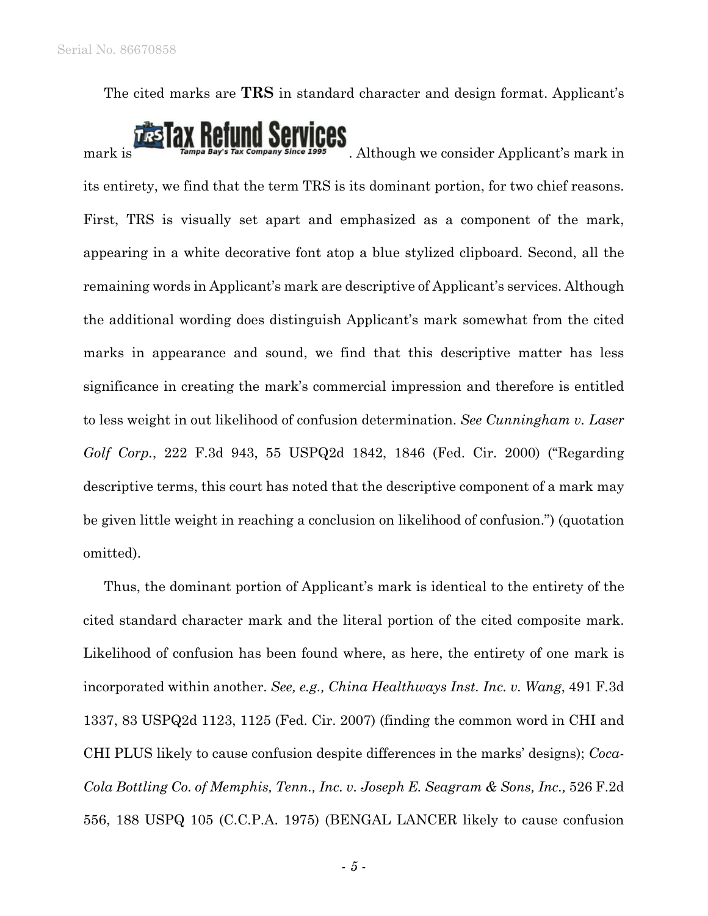The cited marks are **TRS** in standard character and design format. Applicant's mark is TRS Tax Refund Services Tampa Bay's Tax Company Since 1995. Although we consider Applicant's mark in its entirety, we find that the term TRS is its dominant portion, for two chief reasons. First, TRS is visually set apart and emphasized as a component of the mark, appearing in a white decorative font atop a blue stylized clipboard. Second, all the remaining words in Applicant's mark are descriptive of Applicant's services. Although the additional wording does distinguish Applicant's mark somewhat from the cited marks in appearance and sound, we find that this descriptive matter has less significance in creating the mark's commercial impression and therefore is entitled to less weight in out likelihood of confusion determination. *See Cunningham v. Laser Golf Corp.*, 222 F.3d 943, 55 USPQ2d 1842, 1846 (Fed. Cir. 2000) ("Regarding descriptive terms, this court has noted that the descriptive component of a mark may be given little weight in reaching a conclusion on likelihood of confusion.") (quotation omitted).

Thus, the dominant portion of Applicant's mark is identical to the entirety of the cited standard character mark and the literal portion of the cited composite mark. Likelihood of confusion has been found where, as here, the entirety of one mark is incorporated within another. *See, e.g., China Healthways Inst. Inc. v. Wang*, 491 F.3d 1337, 83 USPQ2d 1123, 1125 (Fed. Cir. 2007) (finding the common word in CHI and CHI PLUS likely to cause confusion despite differences in the marks' designs); *Coca-Cola Bottling Co. of Memphis, Tenn., Inc. v. Joseph E. Seagram & Sons, Inc.,* 526 F.2d 556, 188 USPQ 105 (C.C.P.A. 1975) (BENGAL LANCER likely to cause confusion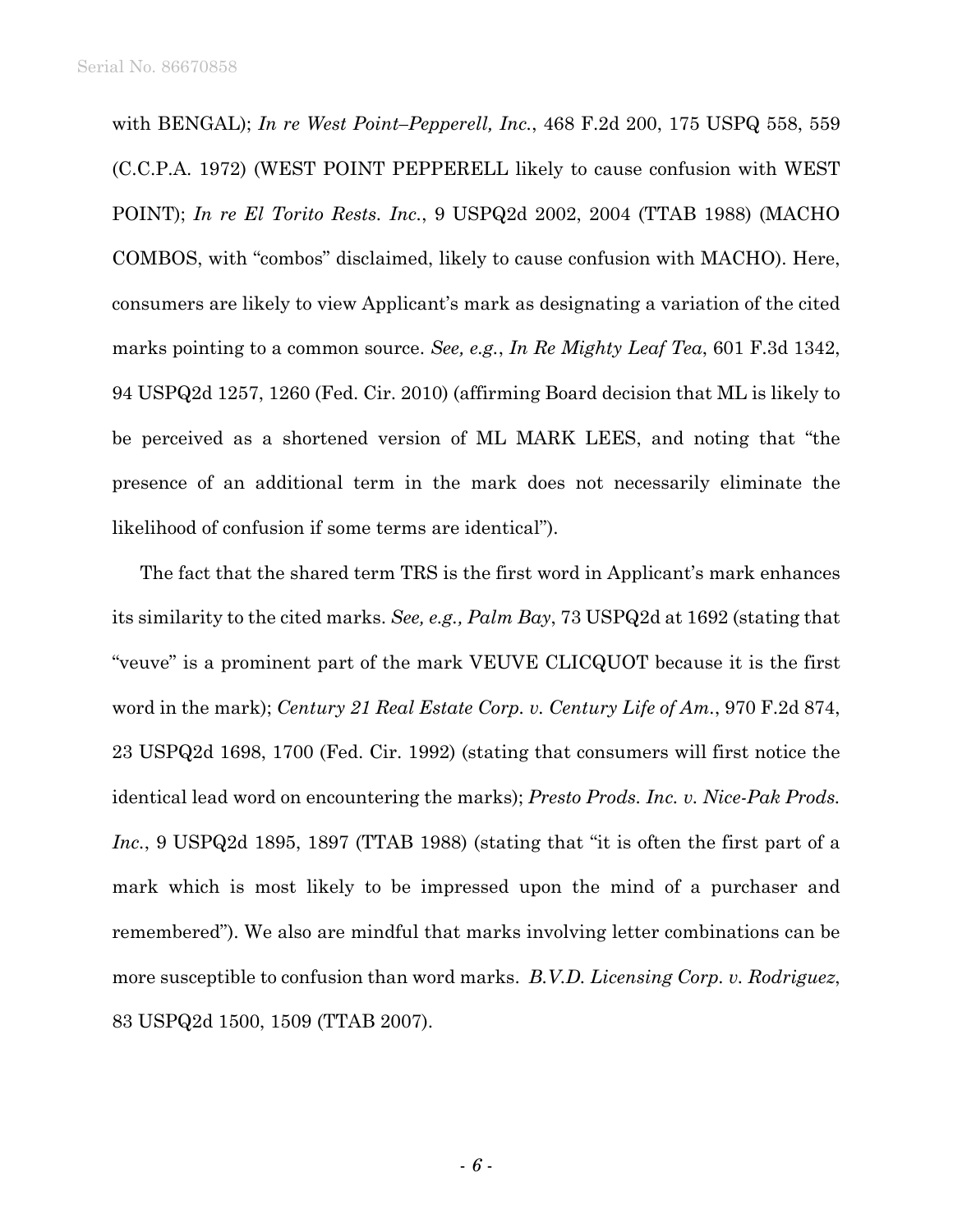with BENGAL); *In re West Point–Pepperell, Inc.*, 468 F.2d 200, 175 USPQ 558, 559 (C.C.P.A. 1972) (WEST POINT PEPPERELL likely to cause confusion with WEST POINT); *In re El Torito Rests. Inc.*, 9 USPQ2d 2002, 2004 (TTAB 1988) (MACHO COMBOS, with "combos" disclaimed, likely to cause confusion with MACHO). Here, consumers are likely to view Applicant's mark as designating a variation of the cited marks pointing to a common source. *See, e.g.*, *In Re Mighty Leaf Tea*, 601 F.3d 1342, 94 USPQ2d 1257, 1260 (Fed. Cir. 2010) (affirming Board decision that ML is likely to be perceived as a shortened version of ML MARK LEES, and noting that "the presence of an additional term in the mark does not necessarily eliminate the likelihood of confusion if some terms are identical").

The fact that the shared term TRS is the first word in Applicant's mark enhances its similarity to the cited marks. *See, e.g., Palm Bay*, 73 USPQ2d at 1692 (stating that "veuve" is a prominent part of the mark VEUVE CLICQUOT because it is the first word in the mark); *Century 21 Real Estate Corp. v. Century Life of Am.*, 970 F.2d 874, 23 USPQ2d 1698, 1700 (Fed. Cir. 1992) (stating that consumers will first notice the identical lead word on encountering the marks); *Presto Prods. Inc. v. Nice-Pak Prods. Inc.*, 9 USPQ2d 1895, 1897 (TTAB 1988) (stating that "it is often the first part of a mark which is most likely to be impressed upon the mind of a purchaser and remembered"). We also are mindful that marks involving letter combinations can be more susceptible to confusion than word marks. *B.V.D. Licensing Corp. v. Rodriguez*, 83 USPQ2d 1500, 1509 (TTAB 2007).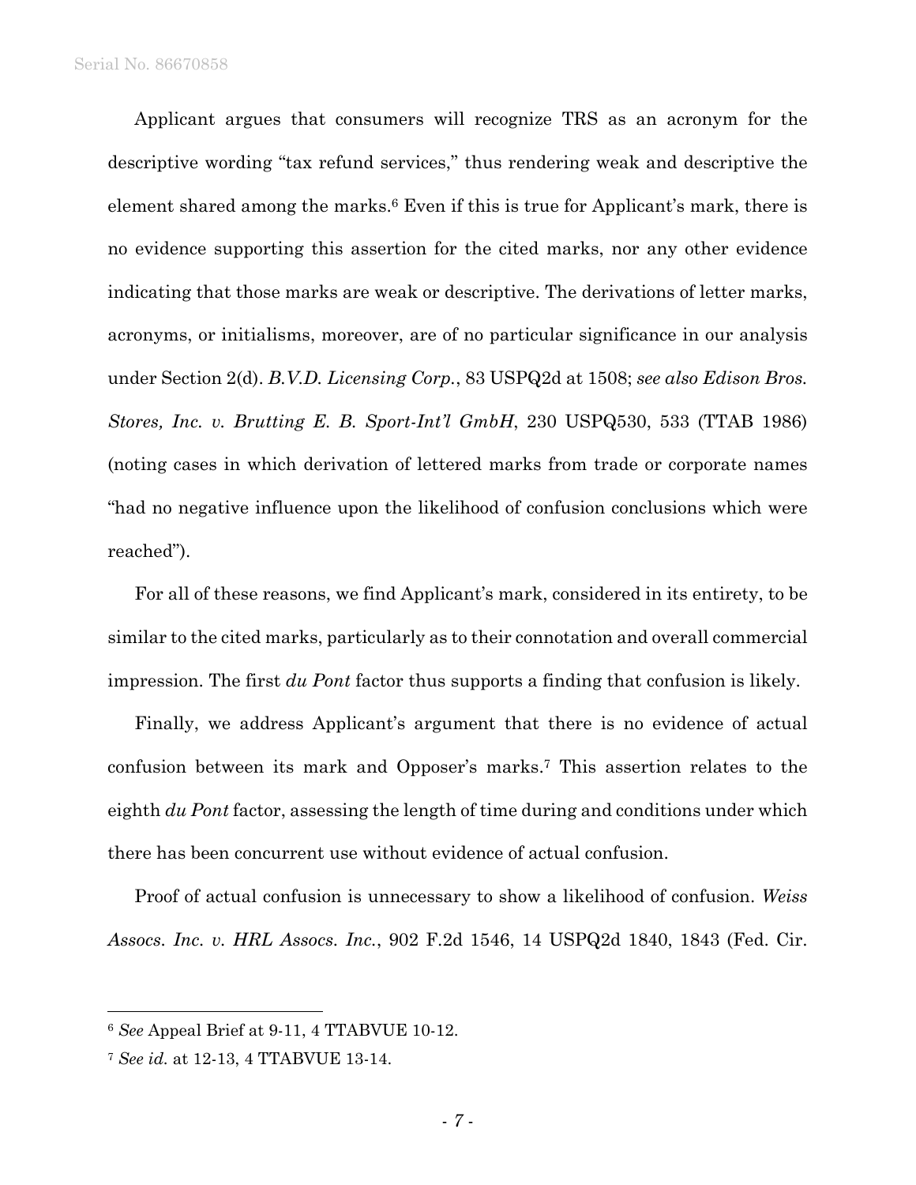Applicant argues that consumers will recognize TRS as an acronym for the descriptive wording "tax refund services," thus rendering weak and descriptive the element shared among the marks.[6] Even if this is true for Applicant's mark, there is no evidence supporting this assertion for the cited marks, nor any other evidence indicating that those marks are weak or descriptive. The derivations of letter marks, acronyms, or initialisms, moreover, are of no particular significance in our analysis under Section 2(d). *B.V.D. Licensing Corp.*, 83 USPQ2d at 1508; *see also Edison Bros. Stores, Inc. v. Brutting E. B. Sport-Int'l GmbH*, 230 USPQ530, 533 (TTAB 1986) (noting cases in which derivation of lettered marks from trade or corporate names "had no negative influence upon the likelihood of confusion conclusions which were reached").

For all of these reasons, we find Applicant's mark, considered in its entirety, to be similar to the cited marks, particularly as to their connotation and overall commercial impression. The first *du Pont* factor thus supports a finding that confusion is likely.

Finally, we address Applicant's argument that there is no evidence of actual confusion between its mark and Opposer's marks.[7] This assertion relates to the eighth *du Pont* factor, assessing the length of time during and conditions under which there has been concurrent use without evidence of actual confusion.

Proof of actual confusion is unnecessary to show a likelihood of confusion. *Weiss Assocs. Inc. v. HRL Assocs. Inc.*, 902 F.2d 1546, 14 USPQ2d 1840, 1843 (Fed. Cir.

---

[6] *See* Appeal Brief at 9-11, 4 TTABVUE 10-12.

[7] *See id.* at 12-13, 4 TTABVUE 13-14.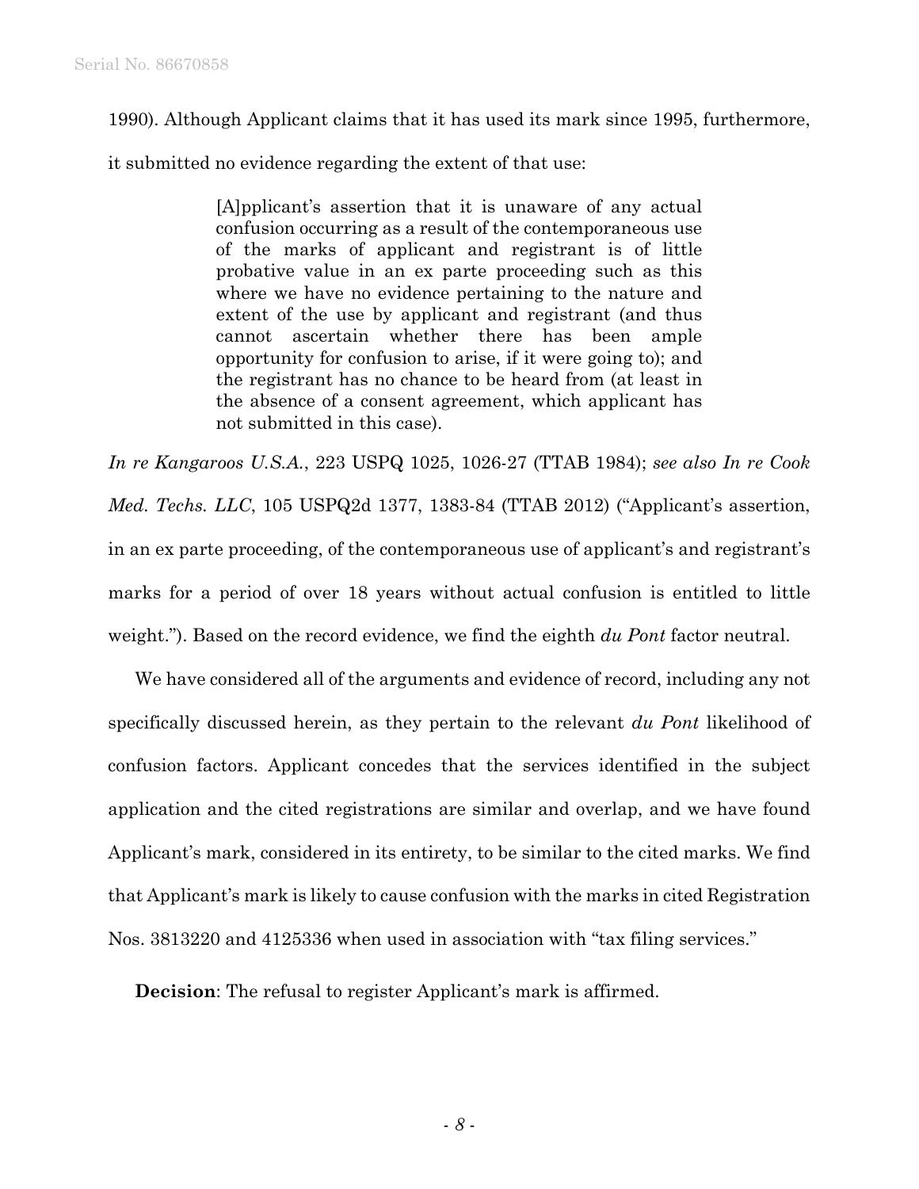1990). Although Applicant claims that it has used its mark since 1995, furthermore, it submitted no evidence regarding the extent of that use:

> [A]pplicant's assertion that it is unaware of any actual confusion occurring as a result of the contemporaneous use of the marks of applicant and registrant is of little probative value in an ex parte proceeding such as this where we have no evidence pertaining to the nature and extent of the use by applicant and registrant (and thus cannot ascertain whether there has been ample opportunity for confusion to arise, if it were going to); and the registrant has no chance to be heard from (at least in the absence of a consent agreement, which applicant has not submitted in this case).

*In re Kangaroos U.S.A.*, 223 USPQ 1025, 1026-27 (TTAB 1984); *see also In re Cook Med. Techs. LLC*, 105 USPQ2d 1377, 1383-84 (TTAB 2012) ("Applicant's assertion, in an ex parte proceeding, of the contemporaneous use of applicant's and registrant's marks for a period of over 18 years without actual confusion is entitled to little weight."). Based on the record evidence, we find the eighth *du Pont* factor neutral.

We have considered all of the arguments and evidence of record, including any not specifically discussed herein, as they pertain to the relevant *du Pont* likelihood of confusion factors. Applicant concedes that the services identified in the subject application and the cited registrations are similar and overlap, and we have found Applicant's mark, considered in its entirety, to be similar to the cited marks. We find that Applicant's mark is likely to cause confusion with the marks in cited Registration Nos. 3813220 and 4125336 when used in association with "tax filing services."

**Decision**: The refusal to register Applicant's mark is affirmed.